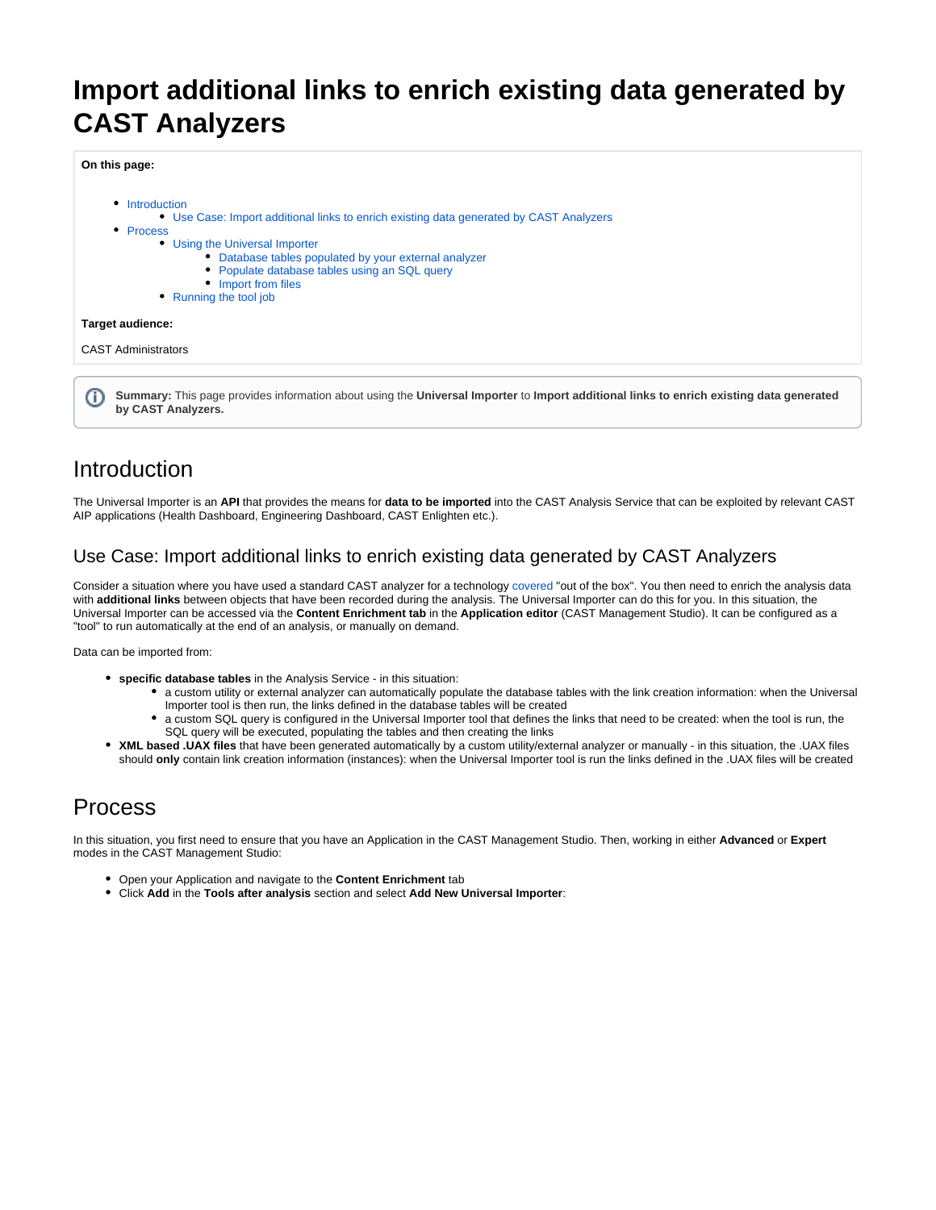# Import additional links to enrich existing data generated by CAST Analyzers

**On this page:**

- Introduction
  - Use Case: Import additional links to enrich existing data generated by CAST Analyzers
- Process
  - Using the Universal Importer
    - Database tables populated by your external analyzer
    - Populate database tables using an SQL query
    - Import from files
  - Running the tool job

**Target audience:**

CAST Administrators

**Summary:** This page provides information about using the **Universal Importer** to **Import additional links to enrich existing data generated by CAST Analyzers.**

## Introduction

The Universal Importer is an **API** that provides the means for **data to be imported** into the CAST Analysis Service that can be exploited by relevant CAST AIP applications (Health Dashboard, Engineering Dashboard, CAST Enlighten etc.).

### Use Case: Import additional links to enrich existing data generated by CAST Analyzers

Consider a situation where you have used a standard CAST analyzer for a technology covered "out of the box". You then need to enrich the analysis data with **additional links** between objects that have been recorded during the analysis. The Universal Importer can do this for you. In this situation, the Universal Importer can be accessed via the **Content Enrichment tab** in the **Application editor** (CAST Management Studio). It can be configured as a "tool" to run automatically at the end of an analysis, or manually on demand.

Data can be imported from:

- **specific database tables** in the Analysis Service - in this situation:
  - a custom utility or external analyzer can automatically populate the database tables with the link creation information: when the Universal Importer tool is then run, the links defined in the database tables will be created
  - a custom SQL query is configured in the Universal Importer tool that defines the links that need to be created: when the tool is run, the SQL query will be executed, populating the tables and then creating the links
- **XML based .UAX files** that have been generated automatically by a custom utility/external analyzer or manually - in this situation, the .UAX files should **only** contain link creation information (instances): when the Universal Importer tool is run the links defined in the .UAX files will be created

## Process

In this situation, you first need to ensure that you have an Application in the CAST Management Studio. Then, working in either **Advanced** or **Expert** modes in the CAST Management Studio:

- Open your Application and navigate to the **Content Enrichment** tab
- Click **Add** in the **Tools after analysis** section and select **Add New Universal Importer**: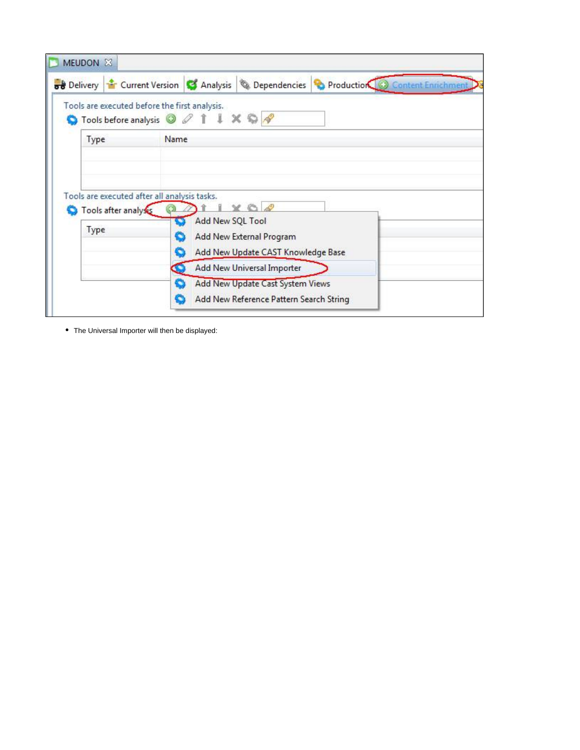- The Universal Importer will then be displayed: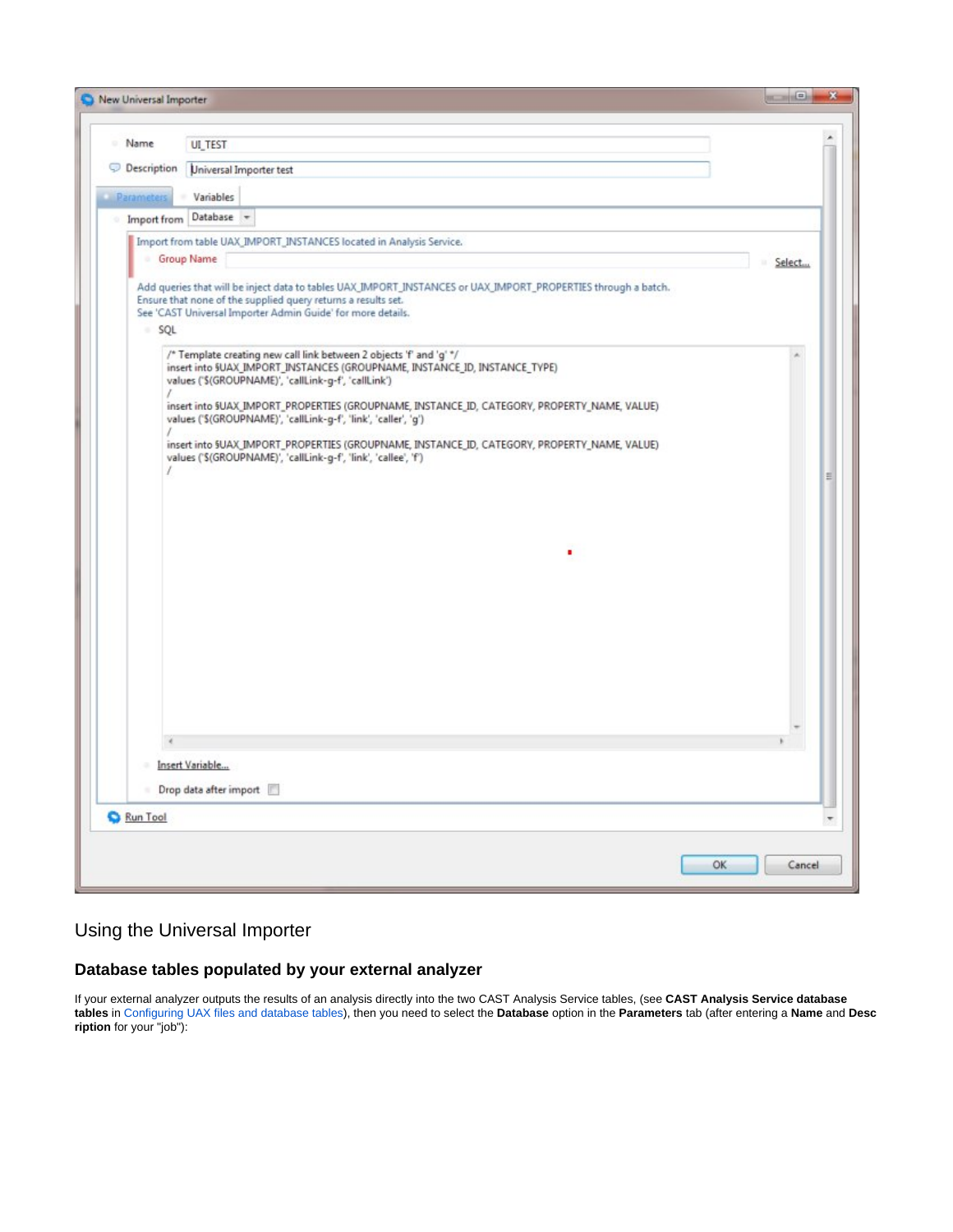New Universal Importer

Name: UI_TEST

Description: Universal Importer test

Parameters | Variables

Import from: Database

Import from table UAX_IMPORT_INSTANCES located in Analysis Service.

Group Name: Select...

Add queries that will be inject data to tables UAX_IMPORT_INSTANCES or UAX_IMPORT_PROPERTIES through a batch.
Ensure that none of the supplied query returns a results set.
See 'CAST Universal Importer Admin Guide' for more details.

SQL

```
/* Template creating new call link between 2 objects 'f' and 'g' */
insert into $UAX_IMPORT_INSTANCES (GROUPNAME, INSTANCE_ID, INSTANCE_TYPE)
values ('$(GROUPNAME)', 'callLink-g-f', 'callLink')
/
insert into $UAX_IMPORT_PROPERTIES (GROUPNAME, INSTANCE_ID, CATEGORY, PROPERTY_NAME, VALUE)
values ('$(GROUPNAME)', 'callLink-g-f', 'link', 'caller', 'g')
/
insert into $UAX_IMPORT_PROPERTIES (GROUPNAME, INSTANCE_ID, CATEGORY, PROPERTY_NAME, VALUE)
values ('$(GROUPNAME)', 'callLink-g-f', 'link', 'callee', 'f')
/
```

Insert Variable...

Drop data after import

Run Tool

OK | Cancel

## Using the Universal Importer

### Database tables populated by your external analyzer

If your external analyzer outputs the results of an analysis directly into the two CAST Analysis Service tables, (see **CAST Analysis Service database tables** in Configuring UAX files and database tables), then you need to select the **Database** option in the **Parameters** tab (after entering a **Name** and **Description** for your "job"):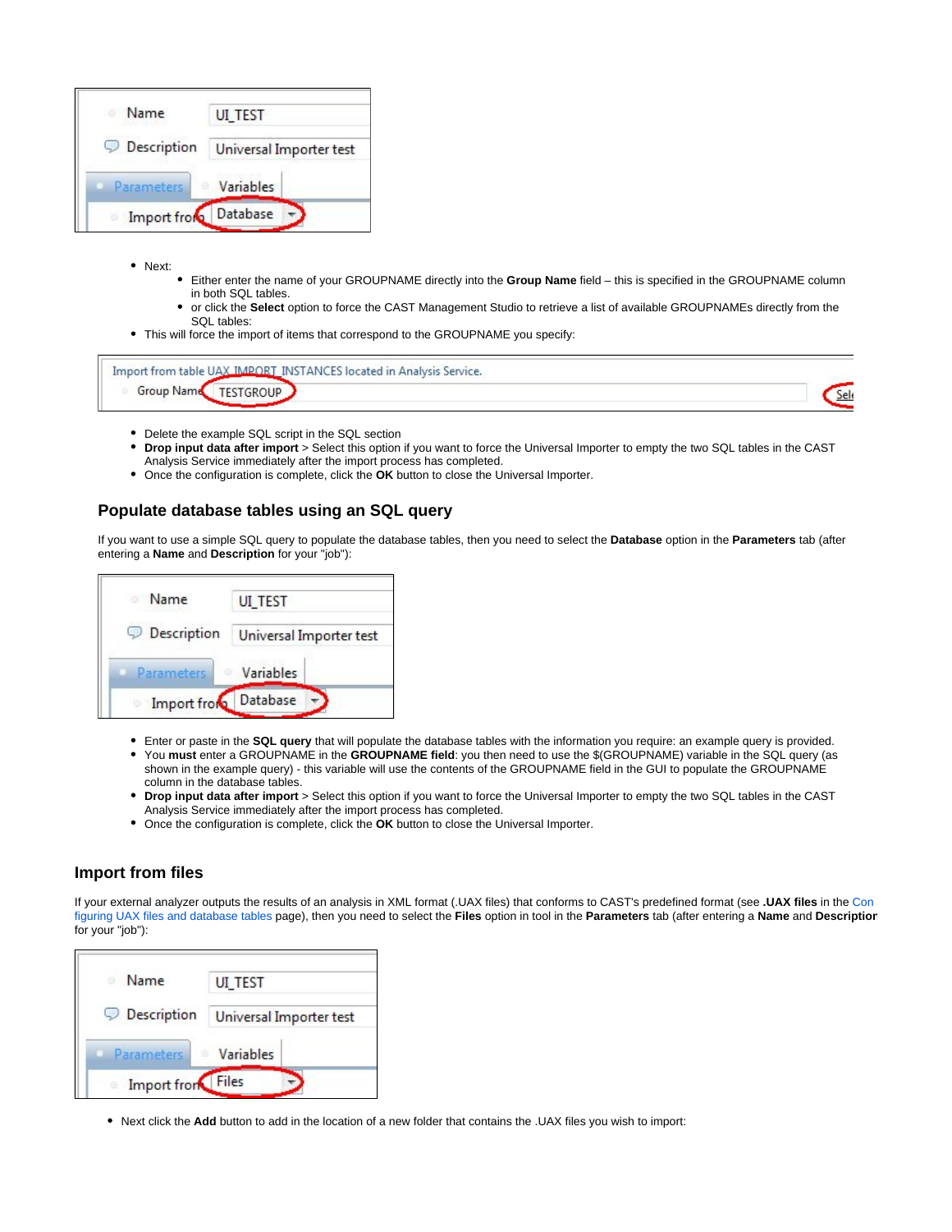- Next:
  - Either enter the name of your GROUPNAME directly into the **Group Name** field – this is specified in the GROUPNAME column in both SQL tables.
  - or click the **Select** option to force the CAST Management Studio to retrieve a list of available GROUPNAMEs directly from the SQL tables:
- This will force the import of items that correspond to the GROUPNAME you specify:

- Delete the example SQL script in the SQL section
- **Drop input data after import** > Select this option if you want to force the Universal Importer to empty the two SQL tables in the CAST Analysis Service immediately after the import process has completed.
- Once the configuration is complete, click the **OK** button to close the Universal Importer.

### Populate database tables using an SQL query

If you want to use a simple SQL query to populate the database tables, then you need to select the **Database** option in the **Parameters** tab (after entering a **Name** and **Description** for your "job"):

- Enter or paste in the **SQL query** that will populate the database tables with the information you require: an example query is provided.
- You **must** enter a GROUPNAME in the **GROUPNAME field**: you then need to use the $(GROUPNAME) variable in the SQL query (as shown in the example query) - this variable will use the contents of the GROUPNAME field in the GUI to populate the GROUPNAME column in the database tables.
- **Drop input data after import** > Select this option if you want to force the Universal Importer to empty the two SQL tables in the CAST Analysis Service immediately after the import process has completed.
- Once the configuration is complete, click the **OK** button to close the Universal Importer.

## Import from files

If your external analyzer outputs the results of an analysis in XML format (.UAX files) that conforms to CAST's predefined format (see **.UAX files** in the Configuring UAX files and database tables page), then you need to select the **Files** option in tool in the **Parameters** tab (after entering a **Name** and **Description** for your "job"):

- Next click the **Add** button to add in the location of a new folder that contains the .UAX files you wish to import: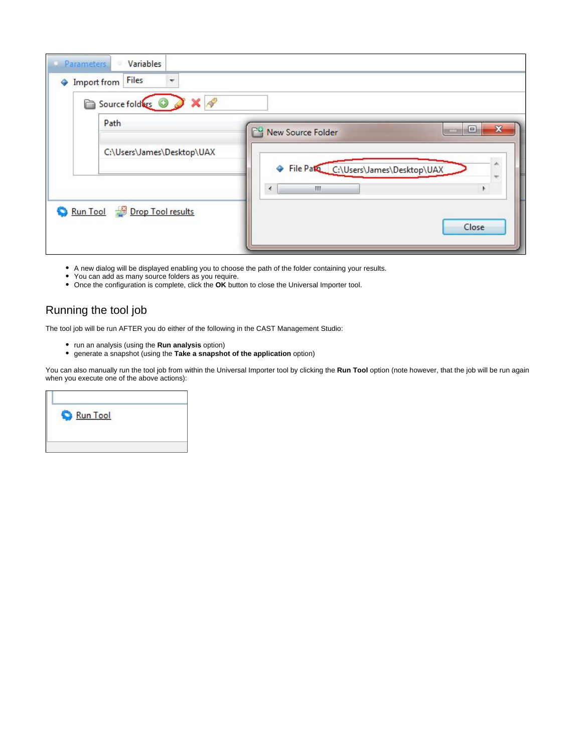- A new dialog will be displayed enabling you to choose the path of the folder containing your results.
- You can add as many source folders as you require.
- Once the configuration is complete, click the **OK** button to close the Universal Importer tool.

## Running the tool job

The tool job will be run AFTER you do either of the following in the CAST Management Studio:

- run an analysis (using the **Run analysis** option)
- generate a snapshot (using the **Take a snapshot of the application** option)

You can also manually run the tool job from within the Universal Importer tool by clicking the **Run Tool** option (note however, that the job will be run again when you execute one of the above actions):